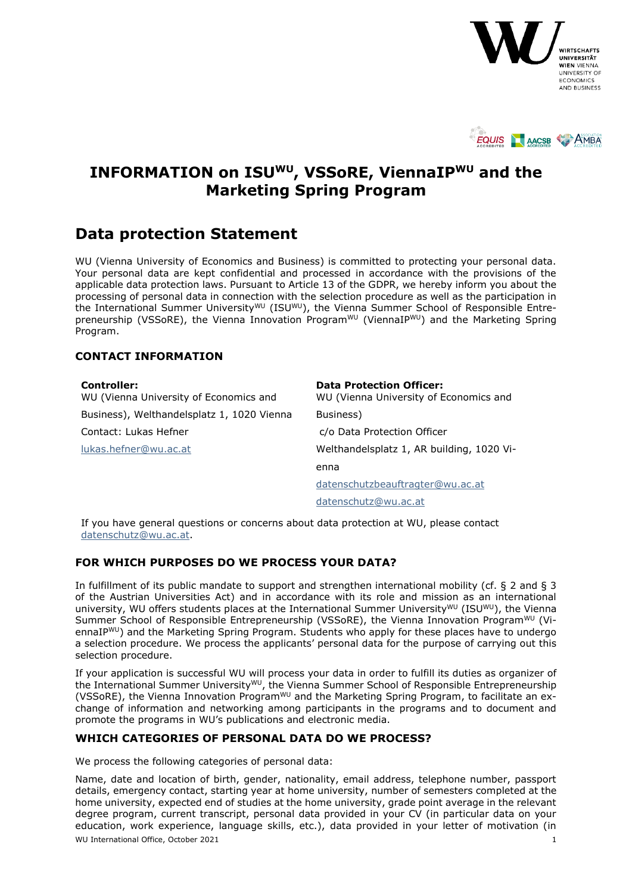# INFORMATION on ISU$^{WU}$, VSSoRE, ViennaIP$^{WU}$ and the Marketing Spring Program

## Data protection Statement

WU (Vienna University of Economics and Business) is committed to protecting your personal data. Your personal data are kept confidential and processed in accordance with the provisions of the applicable data protection laws. Pursuant to Article 13 of the GDPR, we hereby inform you about the processing of personal data in connection with the selection procedure as well as the participation in the International Summer University$^{WU}$ (ISU$^{WU}$), the Vienna Summer School of Responsible Entrepreneurship (VSSoRE), the Vienna Innovation Program$^{WU}$ (ViennaIP$^{WU}$) and the Marketing Spring Program.

### CONTACT INFORMATION

**Controller:**
WU (Vienna University of Economics and Business), Welthandelsplatz 1, 1020 Vienna
Contact: Lukas Hefner
lukas.hefner@wu.ac.at

**Data Protection Officer:**
WU (Vienna University of Economics and Business)
c/o Data Protection Officer
Welthandelsplatz 1, AR building, 1020 Vienna
datenschutzbeauftragter@wu.ac.at
datenschutz@wu.ac.at

If you have general questions or concerns about data protection at WU, please contact datenschutz@wu.ac.at.

### FOR WHICH PURPOSES DO WE PROCESS YOUR DATA?

In fulfillment of its public mandate to support and strengthen international mobility (cf. § 2 and § 3 of the Austrian Universities Act) and in accordance with its role and mission as an international university, WU offers students places at the International Summer University$^{WU}$ (ISU$^{WU}$), the Vienna Summer School of Responsible Entrepreneurship (VSSoRE), the Vienna Innovation Program$^{WU}$ (ViennaIP$^{WU}$) and the Marketing Spring Program. Students who apply for these places have to undergo a selection procedure. We process the applicants' personal data for the purpose of carrying out this selection procedure.

If your application is successful WU will process your data in order to fulfill its duties as organizer of the International Summer University$^{WU}$, the Vienna Summer School of Responsible Entrepreneurship (VSSoRE), the Vienna Innovation Program$^{WU}$ and the Marketing Spring Program, to facilitate an exchange of information and networking among participants in the programs and to document and promote the programs in WU's publications and electronic media.

### WHICH CATEGORIES OF PERSONAL DATA DO WE PROCESS?

We process the following categories of personal data:

Name, date and location of birth, gender, nationality, email address, telephone number, passport details, emergency contact, starting year at home university, number of semesters completed at the home university, expected end of studies at the home university, grade point average in the relevant degree program, current transcript, personal data provided in your CV (in particular data on your education, work experience, language skills, etc.), data provided in your letter of motivation (in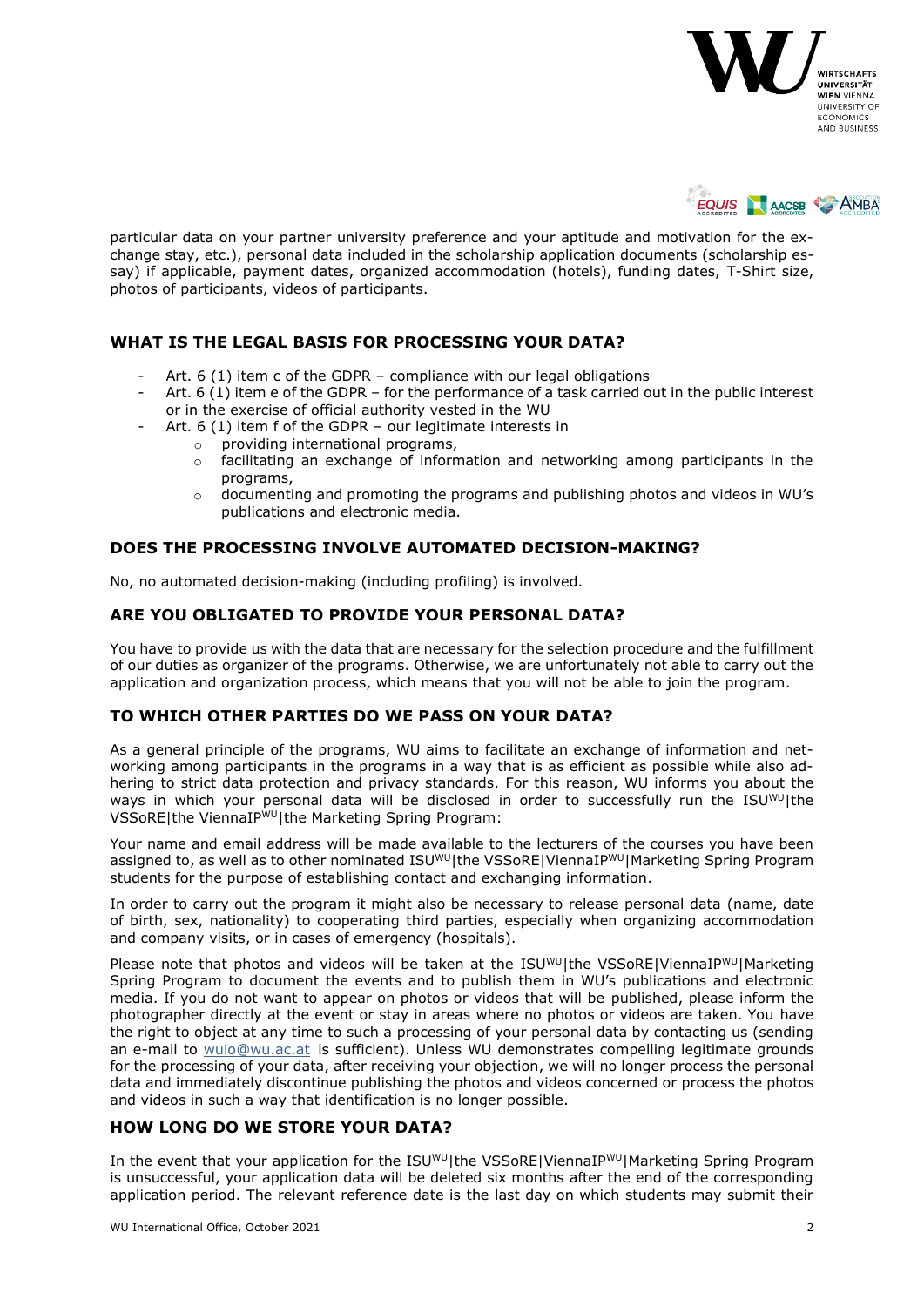particular data on your partner university preference and your aptitude and motivation for the exchange stay, etc.), personal data included in the scholarship application documents (scholarship essay) if applicable, payment dates, organized accommodation (hotels), funding dates, T-Shirt size, photos of participants, videos of participants.

## WHAT IS THE LEGAL BASIS FOR PROCESSING YOUR DATA?

- Art. 6 (1) item c of the GDPR – compliance with our legal obligations
- Art. 6 (1) item e of the GDPR – for the performance of a task carried out in the public interest or in the exercise of official authority vested in the WU
- Art. 6 (1) item f of the GDPR – our legitimate interests in
  - providing international programs,
  - facilitating an exchange of information and networking among participants in the programs,
  - documenting and promoting the programs and publishing photos and videos in WU's publications and electronic media.

## DOES THE PROCESSING INVOLVE AUTOMATED DECISION-MAKING?

No, no automated decision-making (including profiling) is involved.

## ARE YOU OBLIGATED TO PROVIDE YOUR PERSONAL DATA?

You have to provide us with the data that are necessary for the selection procedure and the fulfillment of our duties as organizer of the programs. Otherwise, we are unfortunately not able to carry out the application and organization process, which means that you will not be able to join the program.

## TO WHICH OTHER PARTIES DO WE PASS ON YOUR DATA?

As a general principle of the programs, WU aims to facilitate an exchange of information and networking among participants in the programs in a way that is as efficient as possible while also adhering to strict data protection and privacy standards. For this reason, WU informs you about the ways in which your personal data will be disclosed in order to successfully run the ISU[WU]|the VSSoRE|the ViennaIP[WU]|the Marketing Spring Program:

Your name and email address will be made available to the lecturers of the courses you have been assigned to, as well as to other nominated ISU[WU]|the VSSoRE|ViennaIP[WU]|Marketing Spring Program students for the purpose of establishing contact and exchanging information.

In order to carry out the program it might also be necessary to release personal data (name, date of birth, sex, nationality) to cooperating third parties, especially when organizing accommodation and company visits, or in cases of emergency (hospitals).

Please note that photos and videos will be taken at the ISU[WU]|the VSSoRE|ViennaIP[WU]|Marketing Spring Program to document the events and to publish them in WU's publications and electronic media. If you do not want to appear on photos or videos that will be published, please inform the photographer directly at the event or stay in areas where no photos or videos are taken. You have the right to object at any time to such a processing of your personal data by contacting us (sending an e-mail to wuio@wu.ac.at is sufficient). Unless WU demonstrates compelling legitimate grounds for the processing of your data, after receiving your objection, we will no longer process the personal data and immediately discontinue publishing the photos and videos concerned or process the photos and videos in such a way that identification is no longer possible.

## HOW LONG DO WE STORE YOUR DATA?

In the event that your application for the ISU[WU]|the VSSoRE|ViennaIP[WU]|Marketing Spring Program is unsuccessful, your application data will be deleted six months after the end of the corresponding application period. The relevant reference date is the last day on which students may submit their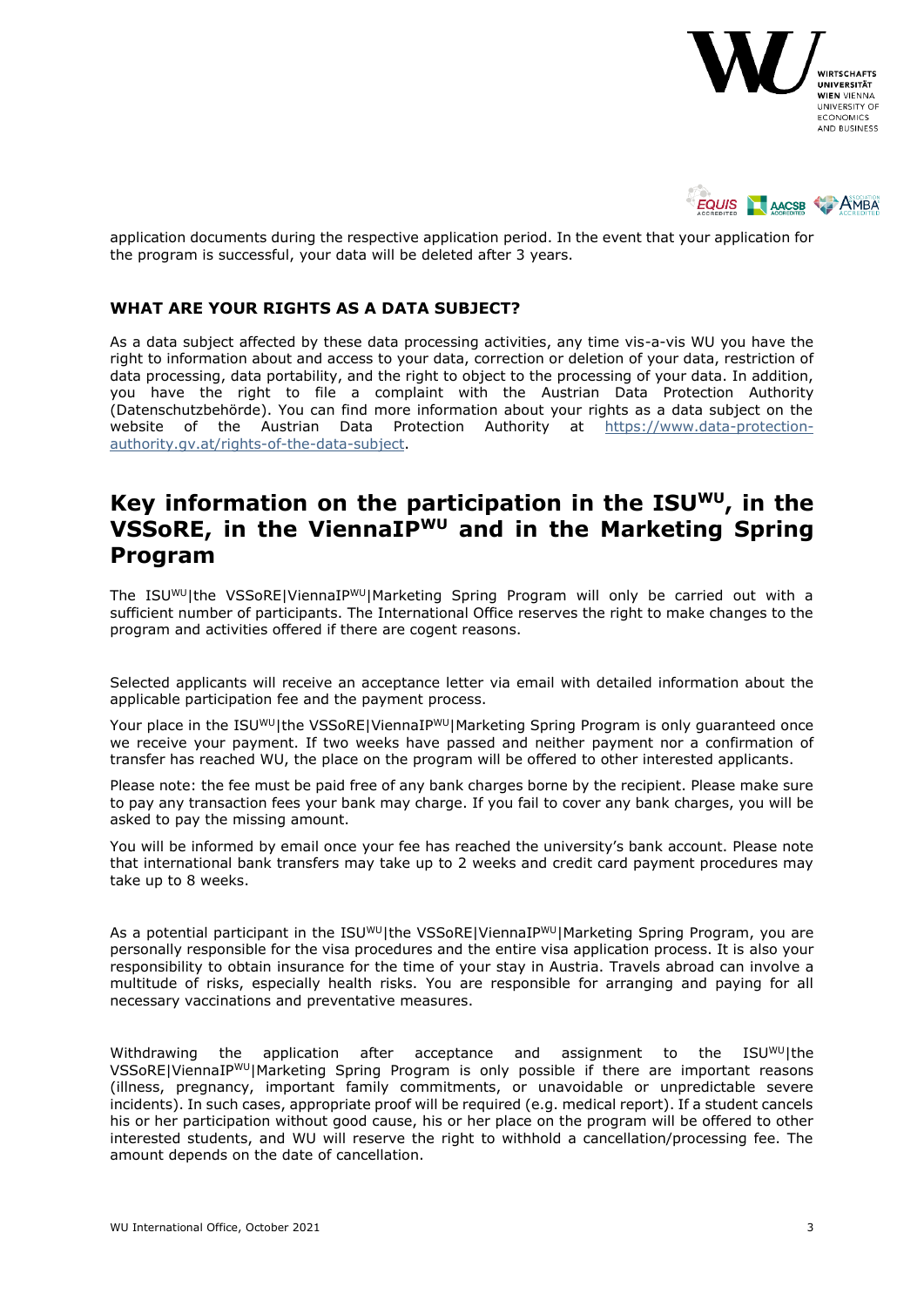application documents during the respective application period. In the event that your application for the program is successful, your data will be deleted after 3 years.

### WHAT ARE YOUR RIGHTS AS A DATA SUBJECT?

As a data subject affected by these data processing activities, any time vis-a-vis WU you have the right to information about and access to your data, correction or deletion of your data, restriction of data processing, data portability, and the right to object to the processing of your data. In addition, you have the right to file a complaint with the Austrian Data Protection Authority (Datenschutzbehörde). You can find more information about your rights as a data subject on the website of the Austrian Data Protection Authority at https://www.data-protection-authority.gv.at/rights-of-the-data-subject.

## Key information on the participation in the ISU$^{WU}$, in the VSSoRE, in the ViennaIP$^{WU}$ and in the Marketing Spring Program

The ISU$^{WU}$|the VSSoRE|ViennaIP$^{WU}$|Marketing Spring Program will only be carried out with a sufficient number of participants. The International Office reserves the right to make changes to the program and activities offered if there are cogent reasons.

Selected applicants will receive an acceptance letter via email with detailed information about the applicable participation fee and the payment process.

Your place in the ISU$^{WU}$|the VSSoRE|ViennaIP$^{WU}$|Marketing Spring Program is only guaranteed once we receive your payment. If two weeks have passed and neither payment nor a confirmation of transfer has reached WU, the place on the program will be offered to other interested applicants.

Please note: the fee must be paid free of any bank charges borne by the recipient. Please make sure to pay any transaction fees your bank may charge. If you fail to cover any bank charges, you will be asked to pay the missing amount.

You will be informed by email once your fee has reached the university's bank account. Please note that international bank transfers may take up to 2 weeks and credit card payment procedures may take up to 8 weeks.

As a potential participant in the ISU$^{WU}$|the VSSoRE|ViennaIP$^{WU}$|Marketing Spring Program, you are personally responsible for the visa procedures and the entire visa application process. It is also your responsibility to obtain insurance for the time of your stay in Austria. Travels abroad can involve a multitude of risks, especially health risks. You are responsible for arranging and paying for all necessary vaccinations and preventative measures.

Withdrawing the application after acceptance and assignment to the ISU$^{WU}$|the VSSoRE|ViennaIP$^{WU}$|Marketing Spring Program is only possible if there are important reasons (illness, pregnancy, important family commitments, or unavoidable or unpredictable severe incidents). In such cases, appropriate proof will be required (e.g. medical report). If a student cancels his or her participation without good cause, his or her place on the program will be offered to other interested students, and WU will reserve the right to withhold a cancellation/processing fee. The amount depends on the date of cancellation.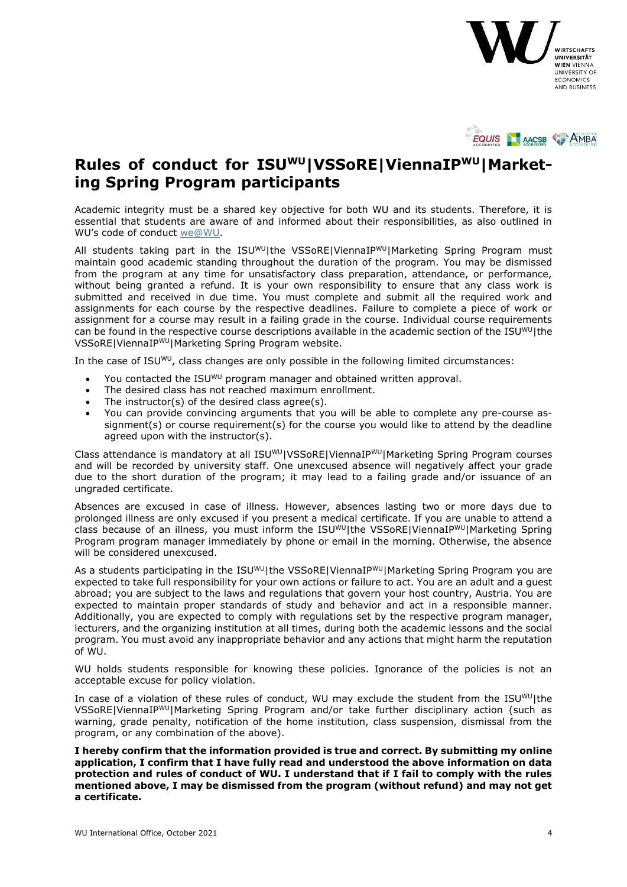# Rules of conduct for ISU[WU]|VSSoRE|ViennaIP[WU]|Marketing Spring Program participants

Academic integrity must be a shared key objective for both WU and its students. Therefore, it is essential that students are aware of and informed about their responsibilities, as also outlined in WU's code of conduct we@WU.

All students taking part in the ISU[WU]|the VSSoRE|ViennaIP[WU]|Marketing Spring Program must maintain good academic standing throughout the duration of the program. You may be dismissed from the program at any time for unsatisfactory class preparation, attendance, or performance, without being granted a refund. It is your own responsibility to ensure that any class work is submitted and received in due time. You must complete and submit all the required work and assignments for each course by the respective deadlines. Failure to complete a piece of work or assignment for a course may result in a failing grade in the course. Individual course requirements can be found in the respective course descriptions available in the academic section of the ISU[WU]|the VSSoRE|ViennaIP[WU]|Marketing Spring Program website.

In the case of ISU[WU], class changes are only possible in the following limited circumstances:

- You contacted the ISU[WU] program manager and obtained written approval.
- The desired class has not reached maximum enrollment.
- The instructor(s) of the desired class agree(s).
- You can provide convincing arguments that you will be able to complete any pre-course assignment(s) or course requirement(s) for the course you would like to attend by the deadline agreed upon with the instructor(s).

Class attendance is mandatory at all ISU[WU]|VSSoRE|ViennaIP[WU]|Marketing Spring Program courses and will be recorded by university staff. One unexcused absence will negatively affect your grade due to the short duration of the program; it may lead to a failing grade and/or issuance of an ungraded certificate.

Absences are excused in case of illness. However, absences lasting two or more days due to prolonged illness are only excused if you present a medical certificate. If you are unable to attend a class because of an illness, you must inform the ISU[WU]|the VSSoRE|ViennaIP[WU]|Marketing Spring Program program manager immediately by phone or email in the morning. Otherwise, the absence will be considered unexcused.

As a students participating in the ISU[WU]|the VSSoRE|ViennaIP[WU]|Marketing Spring Program you are expected to take full responsibility for your own actions or failure to act. You are an adult and a guest abroad; you are subject to the laws and regulations that govern your host country, Austria. You are expected to maintain proper standards of study and behavior and act in a responsible manner. Additionally, you are expected to comply with regulations set by the respective program manager, lecturers, and the organizing institution at all times, during both the academic lessons and the social program. You must avoid any inappropriate behavior and any actions that might harm the reputation of WU.

WU holds students responsible for knowing these policies. Ignorance of the policies is not an acceptable excuse for policy violation.

In case of a violation of these rules of conduct, WU may exclude the student from the ISU[WU]|the VSSoRE|ViennaIP[WU]|Marketing Spring Program and/or take further disciplinary action (such as warning, grade penalty, notification of the home institution, class suspension, dismissal from the program, or any combination of the above).

**I hereby confirm that the information provided is true and correct. By submitting my online application, I confirm that I have fully read and understood the above information on data protection and rules of conduct of WU. I understand that if I fail to comply with the rules mentioned above, I may be dismissed from the program (without refund) and may not get a certificate.**

WU International Office, October 2021